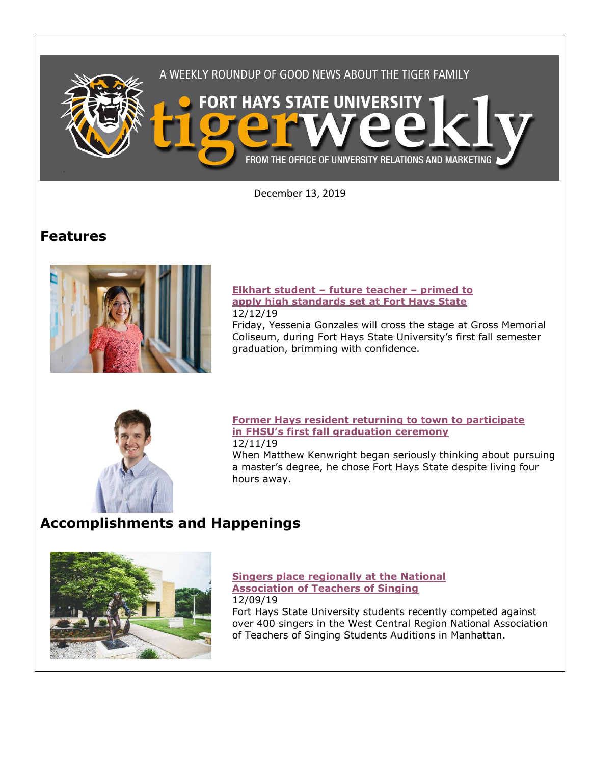A WEEKLY ROUNDUP OF GOOD NEWS ABOUT THE TIGER FAMILY

# FORT HAYS STATE UNIVERSITY tigerweekly

FROM THE OFFICE OF UNIVERSITY RELATIONS AND MARKETING

December 13, 2019

## Features

**Elkhart student – future teacher – primed to apply high standards set at Fort Hays State**

12/12/19

Friday, Yessenia Gonzales will cross the stage at Gross Memorial Coliseum, during Fort Hays State University's first fall semester graduation, brimming with confidence.

**Former Hays resident returning to town to participate in FHSU's first fall graduation ceremony**

12/11/19

When Matthew Kenwright began seriously thinking about pursuing a master's degree, he chose Fort Hays State despite living four hours away.

## Accomplishments and Happenings

**Singers place regionally at the National Association of Teachers of Singing**

12/09/19

Fort Hays State University students recently competed against over 400 singers in the West Central Region National Association of Teachers of Singing Students Auditions in Manhattan.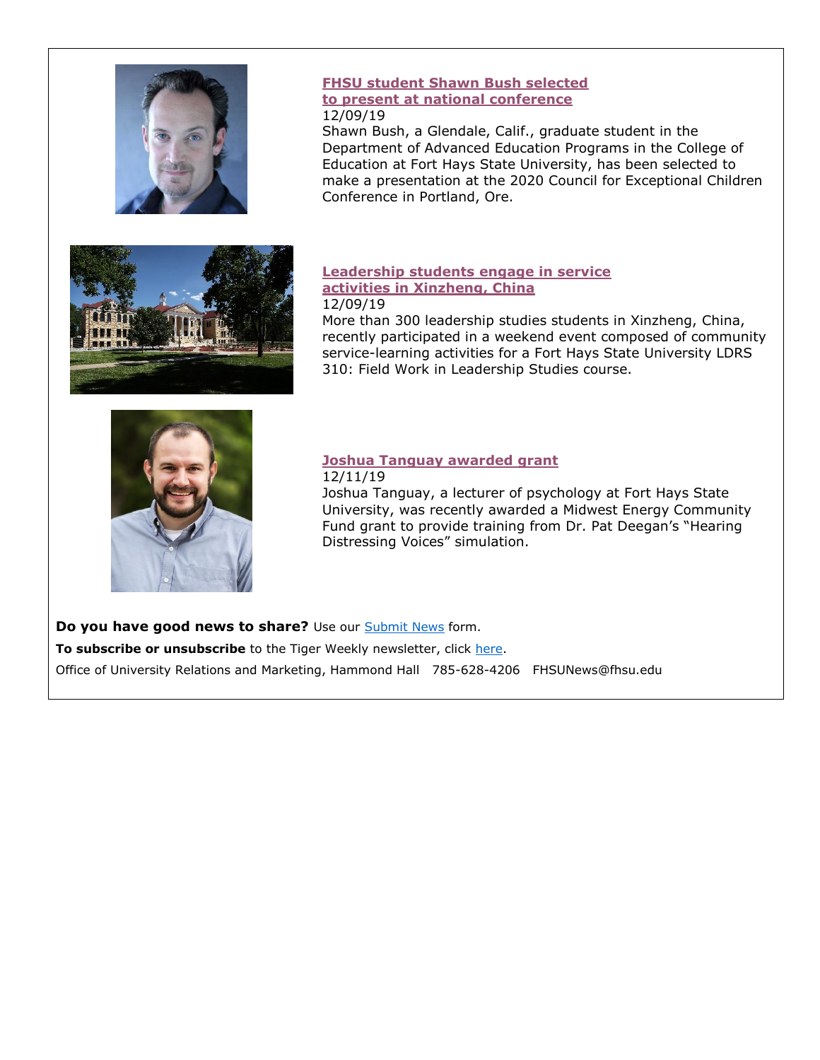### [FHSU student Shawn Bush selected to present at national conference]

12/09/19

Shawn Bush, a Glendale, Calif., graduate student in the Department of Advanced Education Programs in the College of Education at Fort Hays State University, has been selected to make a presentation at the 2020 Council for Exceptional Children Conference in Portland, Ore.

### [Leadership students engage in service activities in Xinzheng, China]

12/09/19

More than 300 leadership studies students in Xinzheng, China, recently participated in a weekend event composed of community service-learning activities for a Fort Hays State University LDRS 310: Field Work in Leadership Studies course.

### [Joshua Tanguay awarded grant]

12/11/19

Joshua Tanguay, a lecturer of psychology at Fort Hays State University, was recently awarded a Midwest Energy Community Fund grant to provide training from Dr. Pat Deegan's "Hearing Distressing Voices" simulation.

**Do you have good news to share?** Use our Submit News form.

**To subscribe or unsubscribe** to the Tiger Weekly newsletter, click here.

Office of University Relations and Marketing, Hammond Hall 785-628-4206 FHSUNews@fhsu.edu